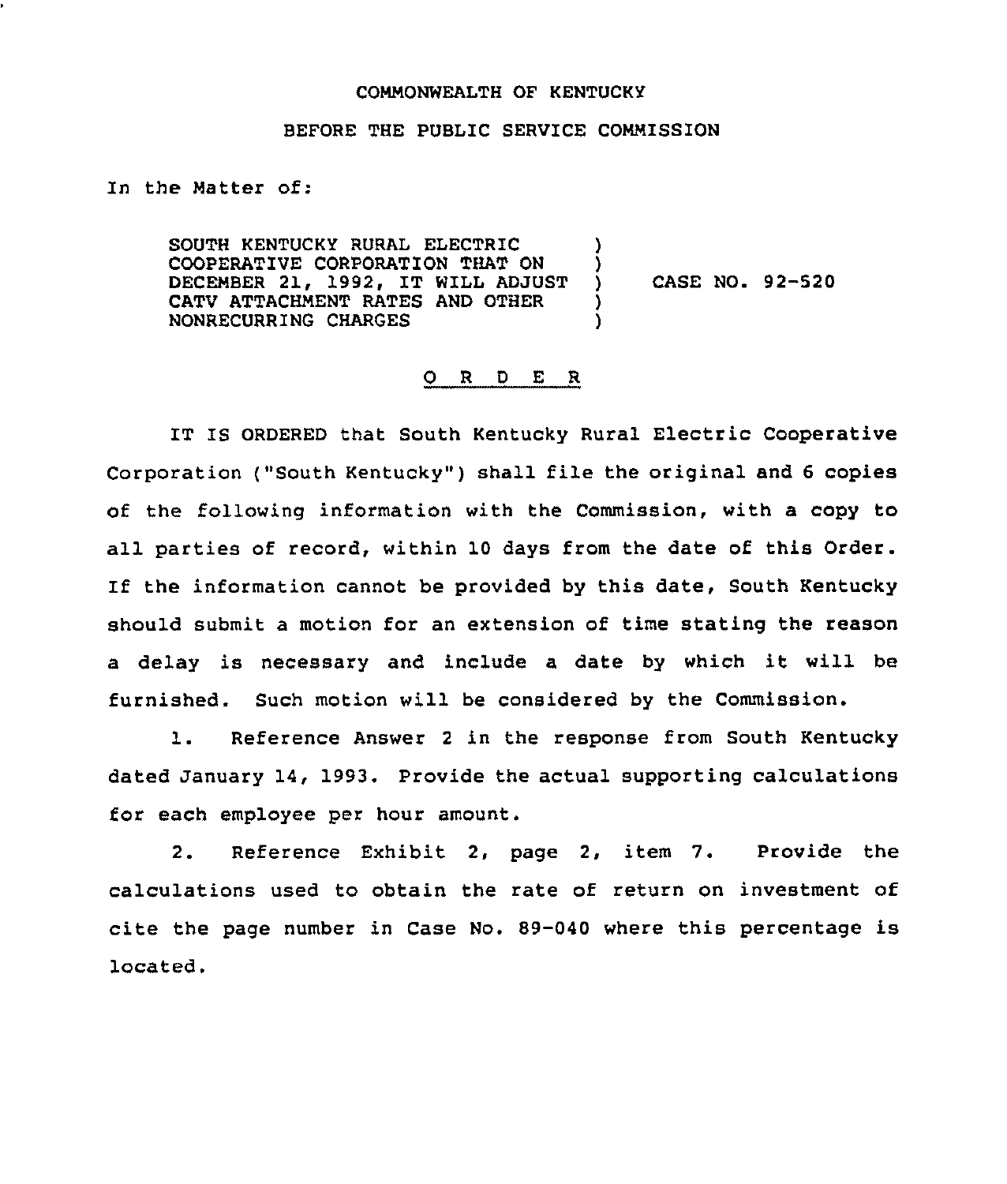COMMONWEALTH OF KENTUCKY

BEFORE THE PUBLIC SERVICE COMMISSION

In the Matter of:

SOUTH KENTUCKY RURAL ELECTRIC COOPERATIVE CORPORATION THAT ON DECEMBER 21, 1992, IT WILL ADJUST CATV ATTACHMENT RATES AND OTHER NONRECURRING CHARGES ) CASE NO. 92-520

O R D E R

IT IS ORDERED that South Kentucky Rural Electric Cooperative Corporation ("South Kentucky") shall file the original and 6 copies of the following information with the Commission, with a copy to all parties of record, within 10 days from the date of this Order. If the information cannot be provided by this date, South Kentucky should submit a motion for an extension of time stating the reason a delay is necessary and include a date by which it will be furnished. Such motion will be considered by the Commission.

1. Reference Answer 2 in the response from South Kentucky dated January 14, 1993. Provide the actual supporting calculations for each employee per hour amount.

2. Reference Exhibit 2, page 2, item 7. Provide the calculations used to obtain the rate of return on investment of cite the page number in Case No. 89-040 where this percentage is located.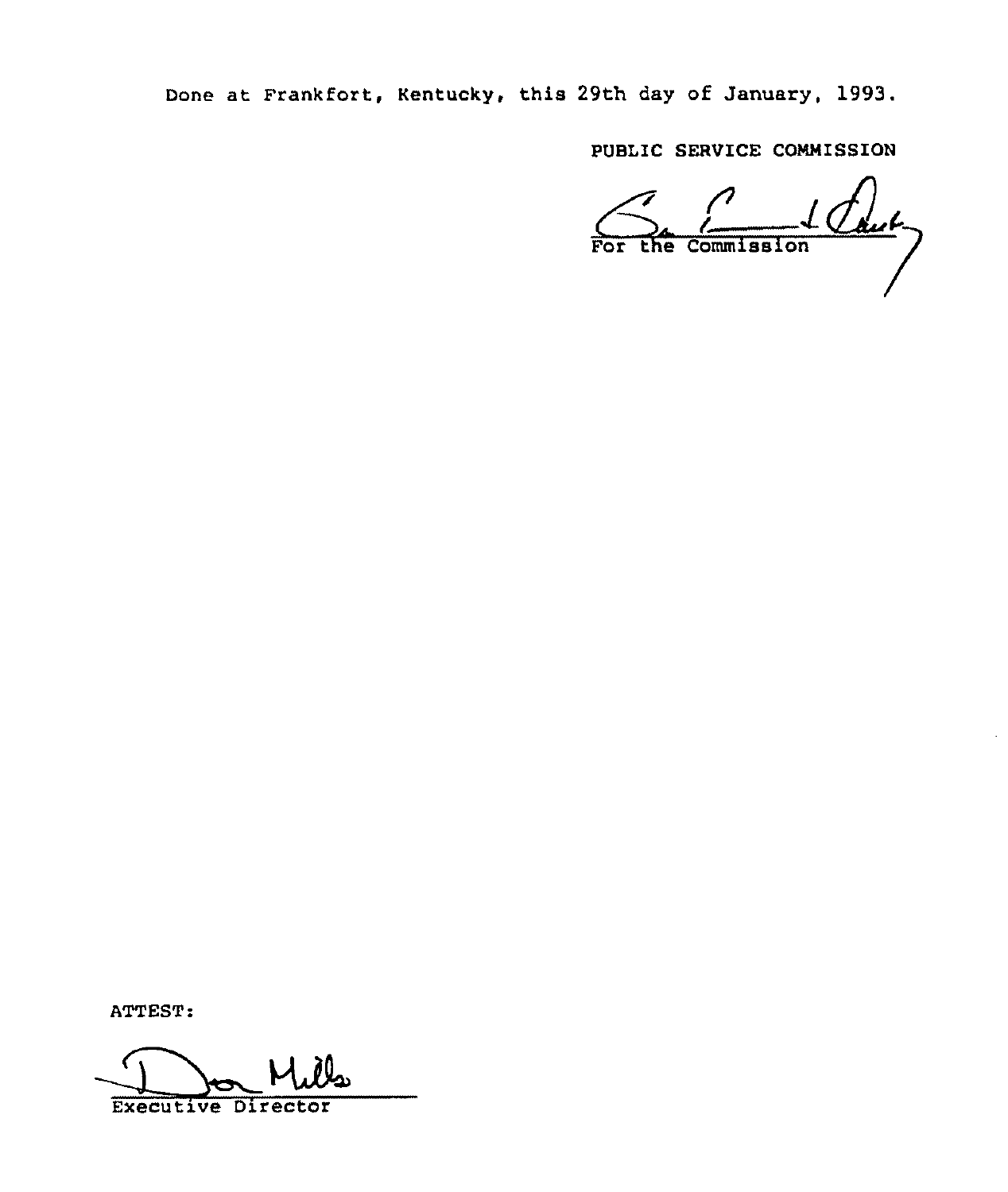Done at Frankfort, Kentucky, this 29th day of January, 1993.

PUBLIC SERVICE COMMISSION

For the Commission

ATTEST:

Executive Director